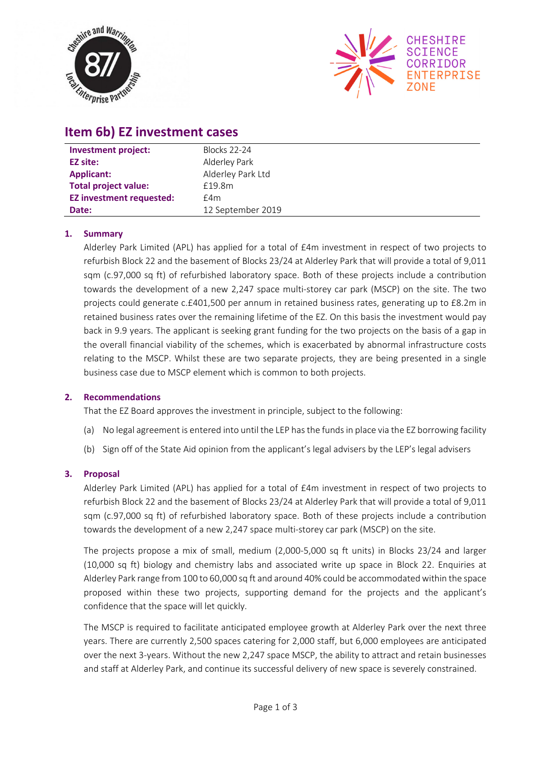# Item 6b) EZ investment cases

| | |
|---|---|
| **Investment project:** | Blocks 22-24 |
| **EZ site:** | Alderley Park |
| **Applicant:** | Alderley Park Ltd |
| **Total project value:** | £19.8m |
| **EZ investment requested:** | £4m |
| **Date:** | 12 September 2019 |

## 1. Summary

Alderley Park Limited (APL) has applied for a total of £4m investment in respect of two projects to refurbish Block 22 and the basement of Blocks 23/24 at Alderley Park that will provide a total of 9,011 sqm (c.97,000 sq ft) of refurbished laboratory space. Both of these projects include a contribution towards the development of a new 2,247 space multi-storey car park (MSCP) on the site. The two projects could generate c.£401,500 per annum in retained business rates, generating up to £8.2m in retained business rates over the remaining lifetime of the EZ. On this basis the investment would pay back in 9.9 years. The applicant is seeking grant funding for the two projects on the basis of a gap in the overall financial viability of the schemes, which is exacerbated by abnormal infrastructure costs relating to the MSCP. Whilst these are two separate projects, they are being presented in a single business case due to MSCP element which is common to both projects.

## 2. Recommendations

That the EZ Board approves the investment in principle, subject to the following:

(a) No legal agreement is entered into until the LEP has the funds in place via the EZ borrowing facility

(b) Sign off of the State Aid opinion from the applicant's legal advisers by the LEP's legal advisers

## 3. Proposal

Alderley Park Limited (APL) has applied for a total of £4m investment in respect of two projects to refurbish Block 22 and the basement of Blocks 23/24 at Alderley Park that will provide a total of 9,011 sqm (c.97,000 sq ft) of refurbished laboratory space. Both of these projects include a contribution towards the development of a new 2,247 space multi-storey car park (MSCP) on the site.

The projects propose a mix of small, medium (2,000-5,000 sq ft units) in Blocks 23/24 and larger (10,000 sq ft) biology and chemistry labs and associated write up space in Block 22. Enquiries at Alderley Park range from 100 to 60,000 sq ft and around 40% could be accommodated within the space proposed within these two projects, supporting demand for the projects and the applicant's confidence that the space will let quickly.

The MSCP is required to facilitate anticipated employee growth at Alderley Park over the next three years. There are currently 2,500 spaces catering for 2,000 staff, but 6,000 employees are anticipated over the next 3-years. Without the new 2,247 space MSCP, the ability to attract and retain businesses and staff at Alderley Park, and continue its successful delivery of new space is severely constrained.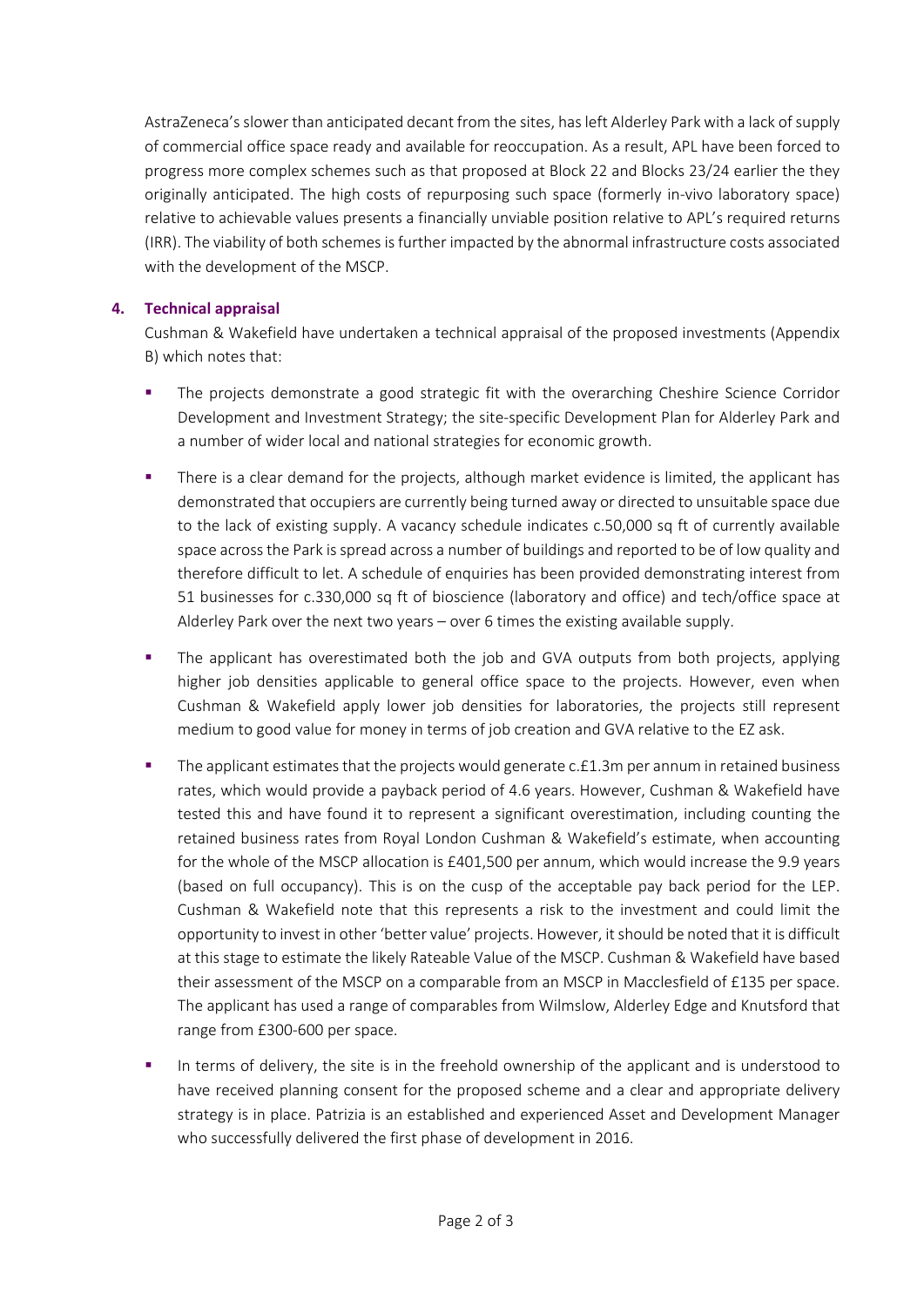AstraZeneca's slower than anticipated decant from the sites, has left Alderley Park with a lack of supply of commercial office space ready and available for reoccupation. As a result, APL have been forced to progress more complex schemes such as that proposed at Block 22 and Blocks 23/24 earlier the they originally anticipated. The high costs of repurposing such space (formerly in-vivo laboratory space) relative to achievable values presents a financially unviable position relative to APL's required returns (IRR). The viability of both schemes is further impacted by the abnormal infrastructure costs associated with the development of the MSCP.

**4. Technical appraisal**

Cushman & Wakefield have undertaken a technical appraisal of the proposed investments (Appendix B) which notes that:

- The projects demonstrate a good strategic fit with the overarching Cheshire Science Corridor Development and Investment Strategy; the site-specific Development Plan for Alderley Park and a number of wider local and national strategies for economic growth.
- There is a clear demand for the projects, although market evidence is limited, the applicant has demonstrated that occupiers are currently being turned away or directed to unsuitable space due to the lack of existing supply. A vacancy schedule indicates c.50,000 sq ft of currently available space across the Park is spread across a number of buildings and reported to be of low quality and therefore difficult to let. A schedule of enquiries has been provided demonstrating interest from 51 businesses for c.330,000 sq ft of bioscience (laboratory and office) and tech/office space at Alderley Park over the next two years – over 6 times the existing available supply.
- The applicant has overestimated both the job and GVA outputs from both projects, applying higher job densities applicable to general office space to the projects. However, even when Cushman & Wakefield apply lower job densities for laboratories, the projects still represent medium to good value for money in terms of job creation and GVA relative to the EZ ask.
- The applicant estimates that the projects would generate c.£1.3m per annum in retained business rates, which would provide a payback period of 4.6 years. However, Cushman & Wakefield have tested this and have found it to represent a significant overestimation, including counting the retained business rates from Royal London Cushman & Wakefield's estimate, when accounting for the whole of the MSCP allocation is £401,500 per annum, which would increase the 9.9 years (based on full occupancy). This is on the cusp of the acceptable pay back period for the LEP. Cushman & Wakefield note that this represents a risk to the investment and could limit the opportunity to invest in other 'better value' projects. However, it should be noted that it is difficult at this stage to estimate the likely Rateable Value of the MSCP. Cushman & Wakefield have based their assessment of the MSCP on a comparable from an MSCP in Macclesfield of £135 per space. The applicant has used a range of comparables from Wilmslow, Alderley Edge and Knutsford that range from £300-600 per space.
- In terms of delivery, the site is in the freehold ownership of the applicant and is understood to have received planning consent for the proposed scheme and a clear and appropriate delivery strategy is in place. Patrizia is an established and experienced Asset and Development Manager who successfully delivered the first phase of development in 2016.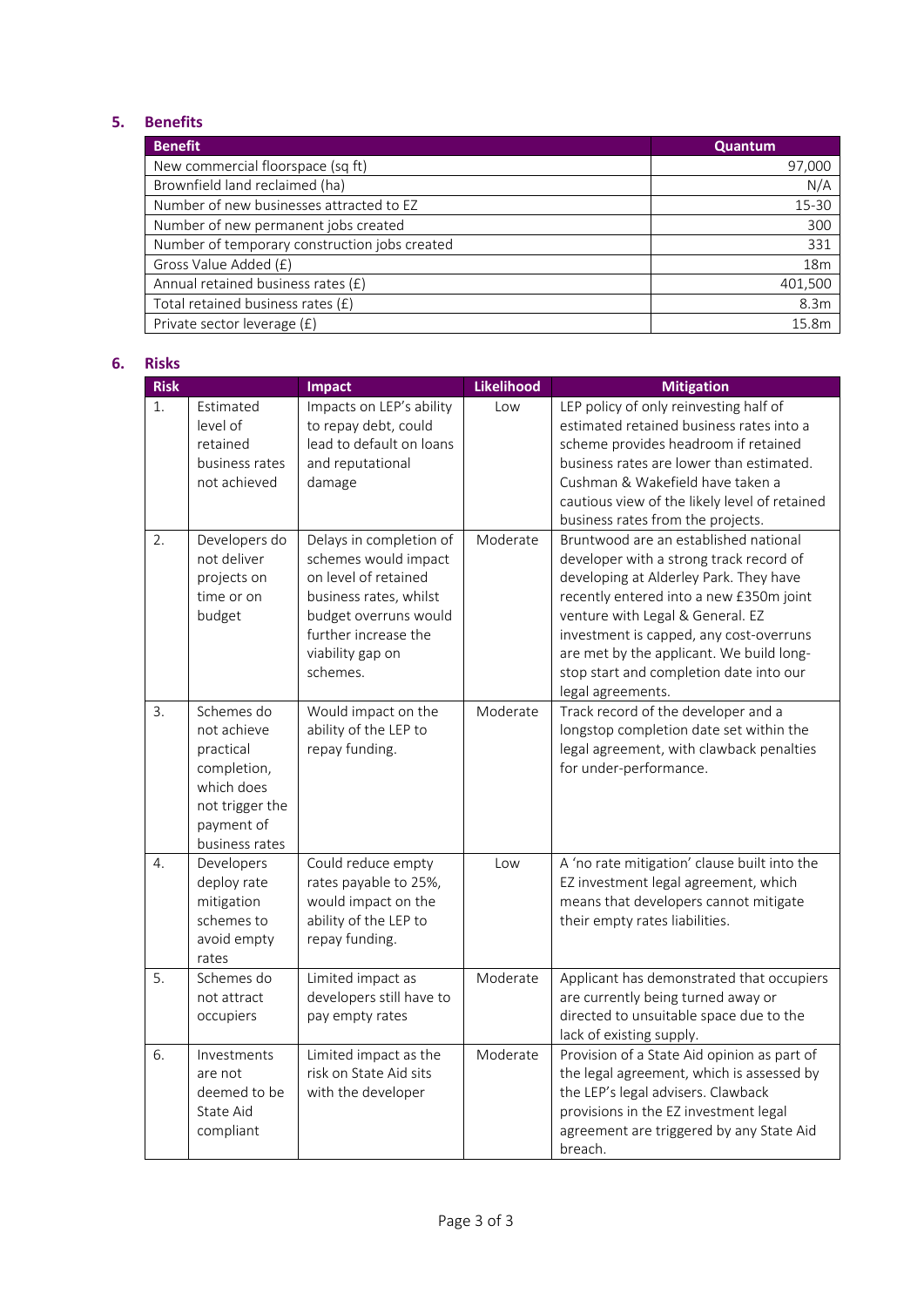## 5. Benefits

| Benefit | Quantum |
|---|---|
| New commercial floorspace (sq ft) | 97,000 |
| Brownfield land reclaimed (ha) | N/A |
| Number of new businesses attracted to EZ | 15-30 |
| Number of new permanent jobs created | 300 |
| Number of temporary construction jobs created | 331 |
| Gross Value Added (£) | 18m |
| Annual retained business rates (£) | 401,500 |
| Total retained business rates (£) | 8.3m |
| Private sector leverage (£) | 15.8m |

## 6. Risks

| Risk | | Impact | Likelihood | Mitigation |
|---|---|---|---|---|
| 1. | Estimated level of retained business rates not achieved | Impacts on LEP's ability to repay debt, could lead to default on loans and reputational damage | Low | LEP policy of only reinvesting half of estimated retained business rates into a scheme provides headroom if retained business rates are lower than estimated. Cushman & Wakefield have taken a cautious view of the likely level of retained business rates from the projects. |
| 2. | Developers do not deliver projects on time or on budget | Delays in completion of schemes would impact on level of retained business rates, whilst budget overruns would further increase the viability gap on schemes. | Moderate | Bruntwood are an established national developer with a strong track record of developing at Alderley Park. They have recently entered into a new £350m joint venture with Legal & General. EZ investment is capped, any cost-overruns are met by the applicant. We build long-stop start and completion date into our legal agreements. |
| 3. | Schemes do not achieve practical completion, which does not trigger the payment of business rates | Would impact on the ability of the LEP to repay funding. | Moderate | Track record of the developer and a longstop completion date set within the legal agreement, with clawback penalties for under-performance. |
| 4. | Developers deploy rate mitigation schemes to avoid empty rates | Could reduce empty rates payable to 25%, would impact on the ability of the LEP to repay funding. | Low | A 'no rate mitigation' clause built into the EZ investment legal agreement, which means that developers cannot mitigate their empty rates liabilities. |
| 5. | Schemes do not attract occupiers | Limited impact as developers still have to pay empty rates | Moderate | Applicant has demonstrated that occupiers are currently being turned away or directed to unsuitable space due to the lack of existing supply. |
| 6. | Investments are not deemed to be State Aid compliant | Limited impact as the risk on State Aid sits with the developer | Moderate | Provision of a State Aid opinion as part of the legal agreement, which is assessed by the LEP's legal advisers. Clawback provisions in the EZ investment legal agreement are triggered by any State Aid breach. |